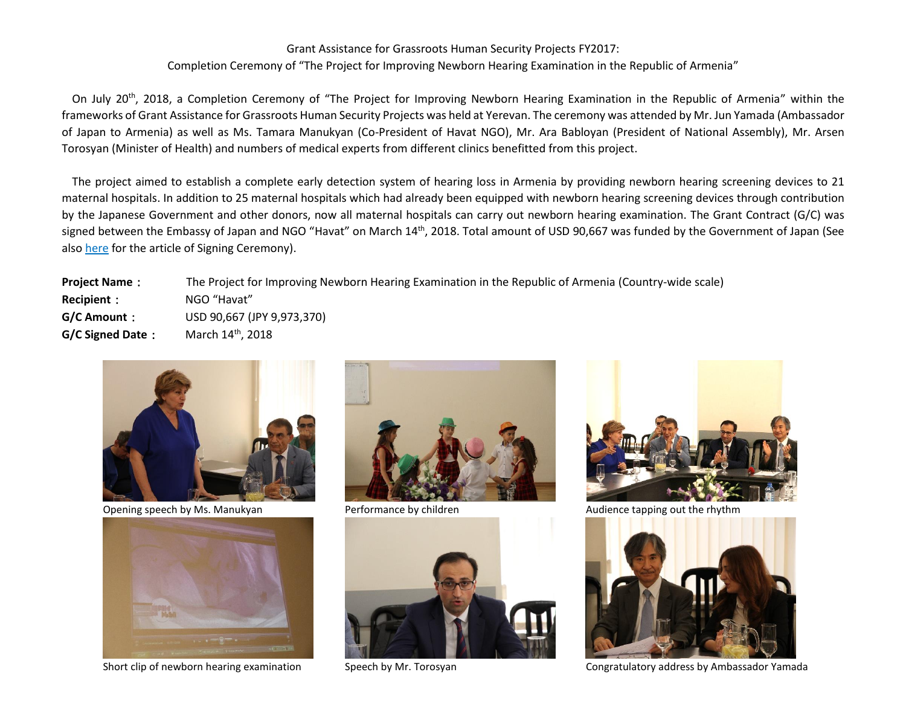Grant Assistance for Grassroots Human Security Projects FY2017:
Completion Ceremony of "The Project for Improving Newborn Hearing Examination in the Republic of Armenia"

On July 20th, 2018, a Completion Ceremony of "The Project for Improving Newborn Hearing Examination in the Republic of Armenia" within the frameworks of Grant Assistance for Grassroots Human Security Projects was held at Yerevan. The ceremony was attended by Mr. Jun Yamada (Ambassador of Japan to Armenia) as well as Ms. Tamara Manukyan (Co-President of Havat NGO), Mr. Ara Babloyan (President of National Assembly), Mr. Arsen Torosyan (Minister of Health) and numbers of medical experts from different clinics benefitted from this project.

The project aimed to establish a complete early detection system of hearing loss in Armenia by providing newborn hearing screening devices to 21 maternal hospitals. In addition to 25 maternal hospitals which had already been equipped with newborn hearing screening devices through contribution by the Japanese Government and other donors, now all maternal hospitals can carry out newborn hearing examination. The Grant Contract (G/C) was signed between the Embassy of Japan and NGO "Havat" on March 14th, 2018. Total amount of USD 90,667 was funded by the Government of Japan (See also here for the article of Signing Ceremony).

**Project Name：** The Project for Improving Newborn Hearing Examination in the Republic of Armenia (Country-wide scale)
**Recipient：** NGO "Havat"
**G/C Amount：** USD 90,667 (JPY 9,973,370)
**G/C Signed Date：** March 14th, 2018

Opening speech by Ms. Manukyan

Performance by children

Audience tapping out the rhythm

Short clip of newborn hearing examination

Speech by Mr. Torosyan

Congratulatory address by Ambassador Yamada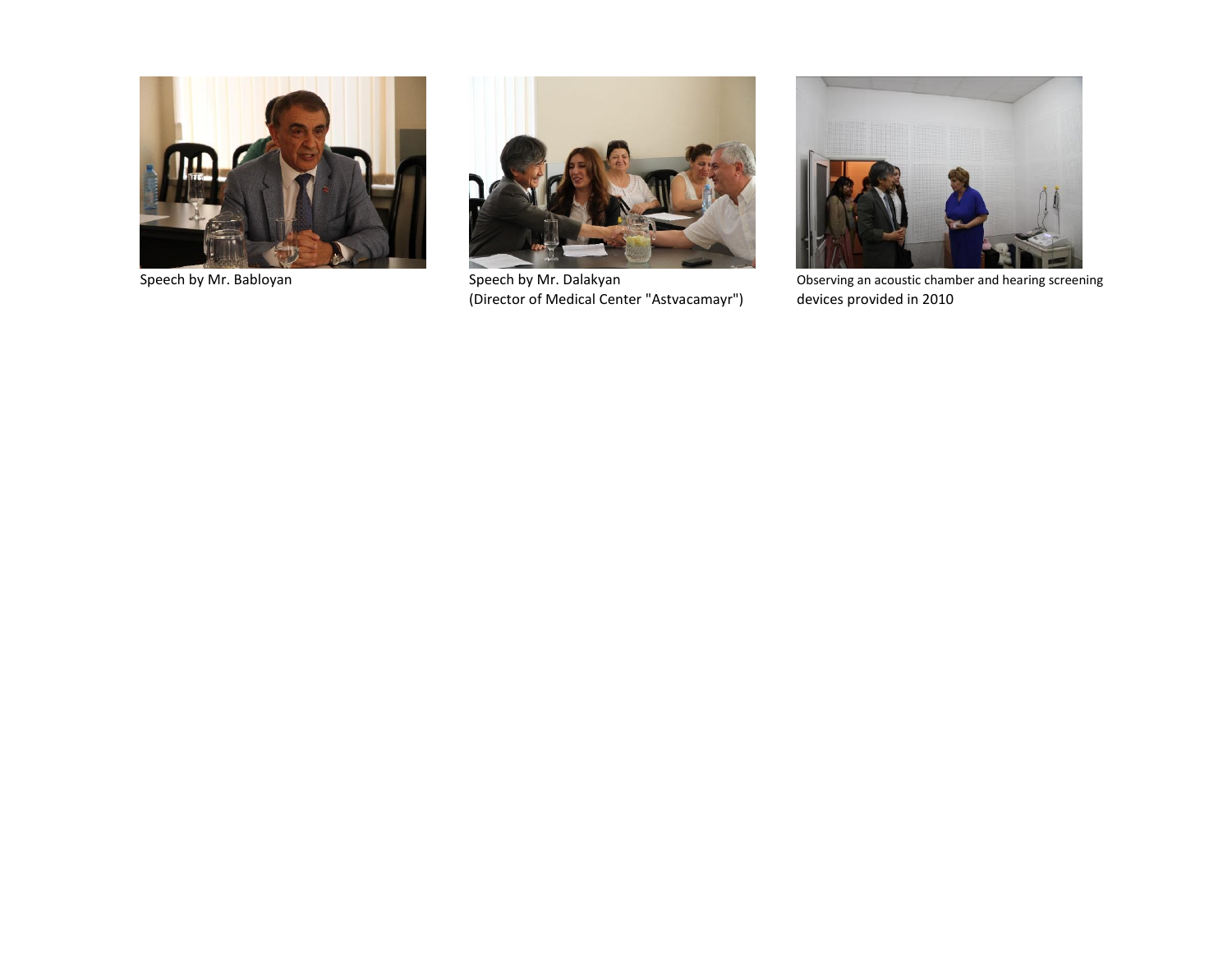Speech by Mr. Babloyan

Speech by Mr. Dalakyan
(Director of Medical Center "Astvacamayr")

Observing an acoustic chamber and hearing screening devices provided in 2010